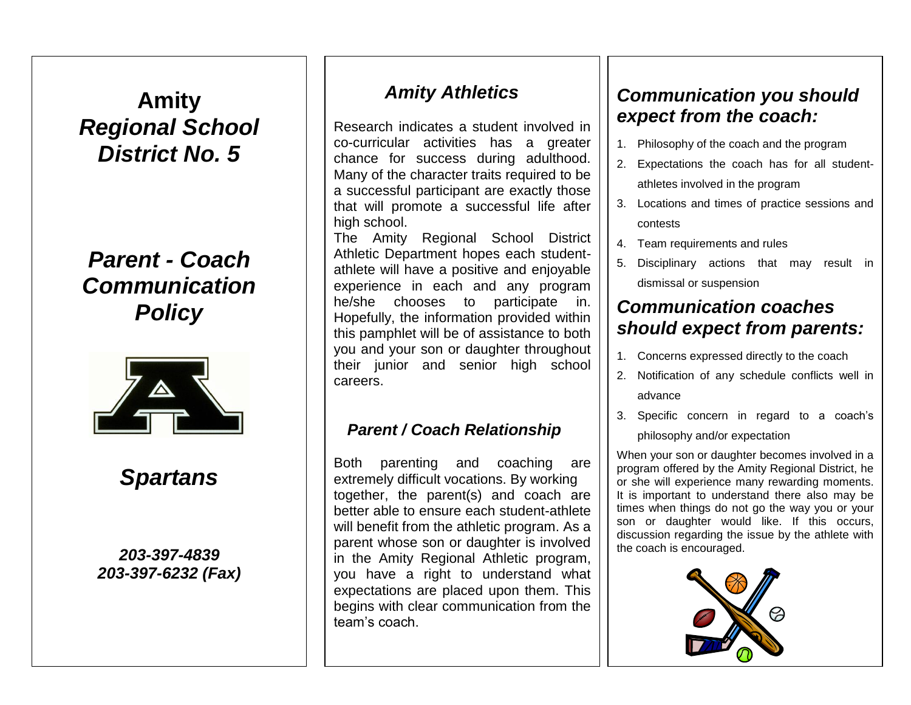# Amity
# *Regional School District No. 5*

## *Parent - Coach Communication Policy*

## *Spartans*

***203-397-4839***
***203-397-6232 (Fax)***

## *Amity Athletics*

Research indicates a student involved in co-curricular activities has a greater chance for success during adulthood. Many of the character traits required to be a successful participant are exactly those that will promote a successful life after high school.

The Amity Regional School District Athletic Department hopes each student-athlete will have a positive and enjoyable experience in each and any program he/she chooses to participate in. Hopefully, the information provided within this pamphlet will be of assistance to both you and your son or daughter throughout their junior and senior high school careers.

### *Parent / Coach Relationship*

Both parenting and coaching are extremely difficult vocations. By working together, the parent(s) and coach are better able to ensure each student-athlete will benefit from the athletic program. As a parent whose son or daughter is involved in the Amity Regional Athletic program, you have a right to understand what expectations are placed upon them. This begins with clear communication from the team's coach.

## *Communication you should expect from the coach:*

1. Philosophy of the coach and the program
2. Expectations the coach has for all student-athletes involved in the program
3. Locations and times of practice sessions and contests
4. Team requirements and rules
5. Disciplinary actions that may result in dismissal or suspension

## *Communication coaches should expect from parents:*

1. Concerns expressed directly to the coach
2. Notification of any schedule conflicts well in advance
3. Specific concern in regard to a coach's philosophy and/or expectation

When your son or daughter becomes involved in a program offered by the Amity Regional District, he or she will experience many rewarding moments. It is important to understand there also may be times when things do not go the way you or your son or daughter would like. If this occurs, discussion regarding the issue by the athlete with the coach is encouraged.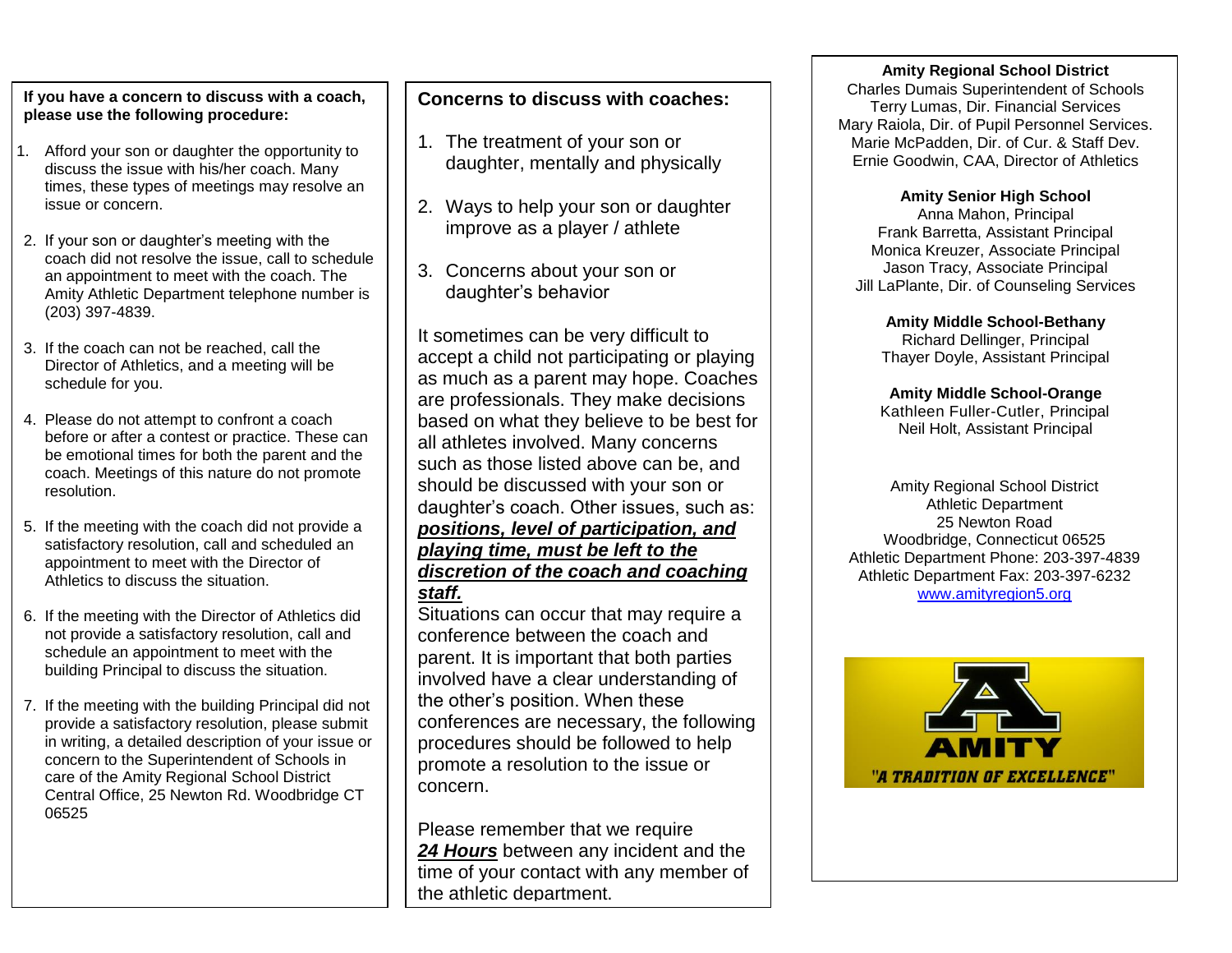**If you have a concern to discuss with a coach, please use the following procedure:**

1. Afford your son or daughter the opportunity to discuss the issue with his/her coach. Many times, these types of meetings may resolve an issue or concern.
2. If your son or daughter's meeting with the coach did not resolve the issue, call to schedule an appointment to meet with the coach. The Amity Athletic Department telephone number is (203) 397-4839.
3. If the coach can not be reached, call the Director of Athletics, and a meeting will be schedule for you.
4. Please do not attempt to confront a coach before or after a contest or practice. These can be emotional times for both the parent and the coach. Meetings of this nature do not promote resolution.
5. If the meeting with the coach did not provide a satisfactory resolution, call and scheduled an appointment to meet with the Director of Athletics to discuss the situation.
6. If the meeting with the Director of Athletics did not provide a satisfactory resolution, call and schedule an appointment to meet with the building Principal to discuss the situation.
7. If the meeting with the building Principal did not provide a satisfactory resolution, please submit in writing, a detailed description of your issue or concern to the Superintendent of Schools in care of the Amity Regional School District Central Office, 25 Newton Rd. Woodbridge CT 06525

## Concerns to discuss with coaches:

1. The treatment of your son or daughter, mentally and physically
2. Ways to help your son or daughter improve as a player / athlete
3. Concerns about your son or daughter's behavior

It sometimes can be very difficult to accept a child not participating or playing as much as a parent may hope. Coaches are professionals. They make decisions based on what they believe to be best for all athletes involved. Many concerns such as those listed above can be, and should be discussed with your son or daughter's coach. Other issues, such as: ***positions, level of participation, and playing time, must be left to the discretion of the coach and coaching staff.***

Situations can occur that may require a conference between the coach and parent. It is important that both parties involved have a clear understanding of the other's position. When these conferences are necessary, the following procedures should be followed to help promote a resolution to the issue or concern.

Please remember that we require ***24 Hours*** between any incident and the time of your contact with any member of the athletic department.

**Amity Regional School District**
Charles Dumais Superintendent of Schools
Terry Lumas, Dir. Financial Services
Mary Raiola, Dir. of Pupil Personnel Services.
Marie McPadden, Dir. of Cur. & Staff Dev.
Ernie Goodwin, CAA, Director of Athletics

**Amity Senior High School**
Anna Mahon, Principal
Frank Barretta, Assistant Principal
Monica Kreuzer, Associate Principal
Jason Tracy, Associate Principal
Jill LaPlante, Dir. of Counseling Services

**Amity Middle School-Bethany**
Richard Dellinger, Principal
Thayer Doyle, Assistant Principal

**Amity Middle School-Orange**
Kathleen Fuller-Cutler, Principal
Neil Holt, Assistant Principal

Amity Regional School District
Athletic Department
25 Newton Road
Woodbridge, Connecticut 06525
Athletic Department Phone: 203-397-4839
Athletic Department Fax: 203-397-6232
www.amityregion5.org

AMITY
"A TRADITION OF EXCELLENCE"